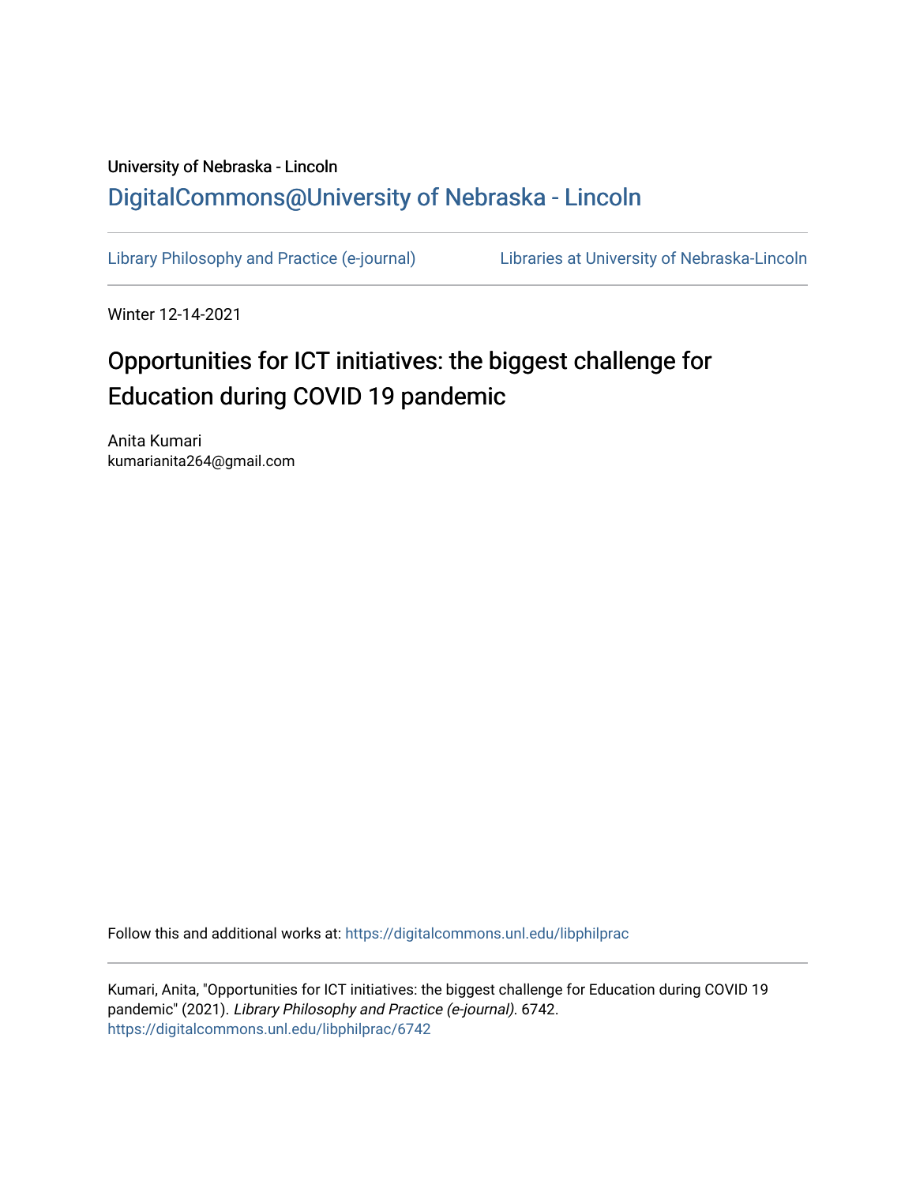University of Nebraska - Lincoln

## DigitalCommons@University of Nebraska - Lincoln

Library Philosophy and Practice (e-journal) | Libraries at University of Nebraska-Lincoln

Winter 12-14-2021

# Opportunities for ICT initiatives: the biggest challenge for Education during COVID 19 pandemic

Anita Kumari
kumarianita264@gmail.com

Follow this and additional works at: https://digitalcommons.unl.edu/libphilprac

Kumari, Anita, "Opportunities for ICT initiatives: the biggest challenge for Education during COVID 19 pandemic" (2021). *Library Philosophy and Practice (e-journal)*. 6742.
https://digitalcommons.unl.edu/libphilprac/6742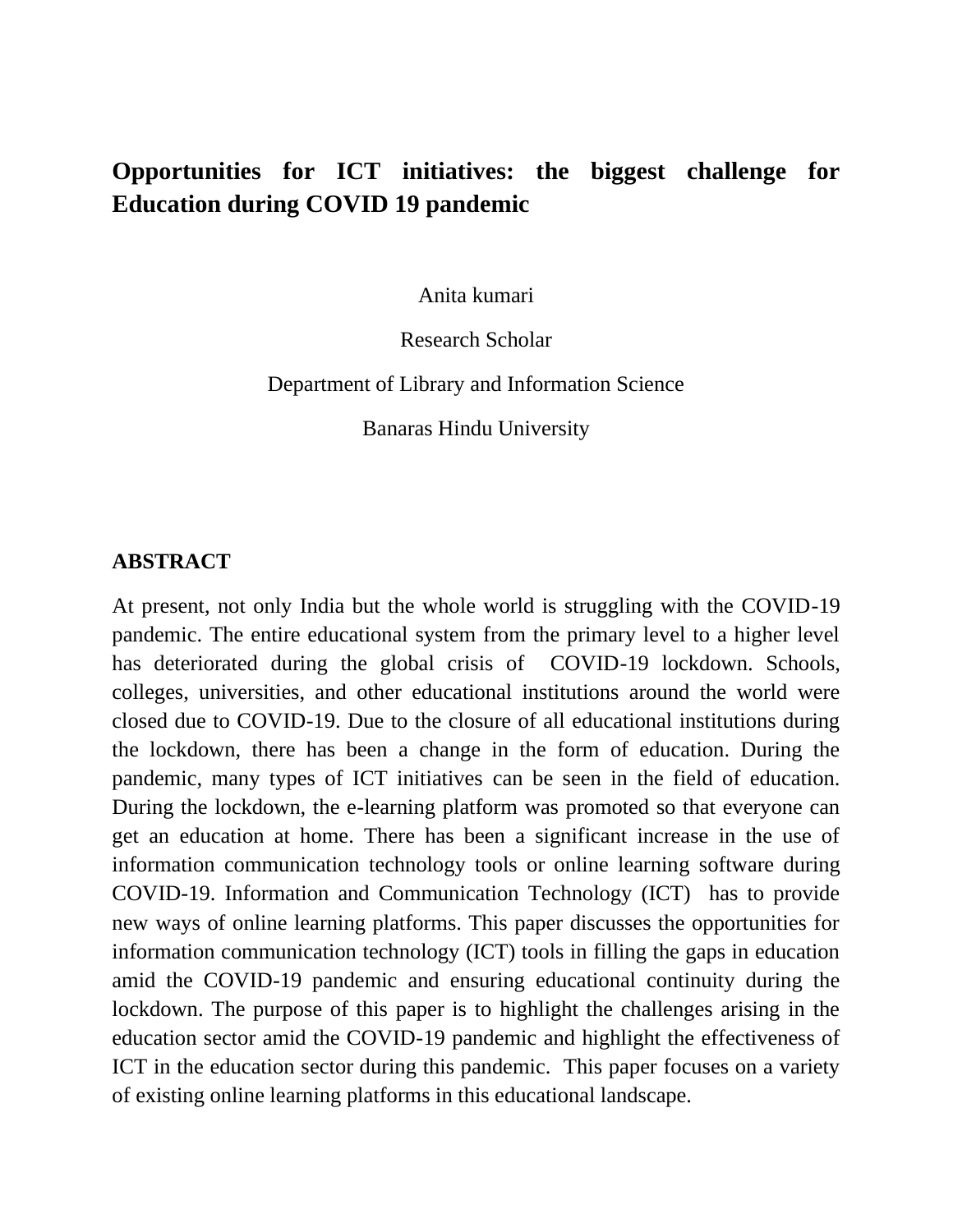# Opportunities for ICT initiatives: the biggest challenge for Education during COVID 19 pandemic

Anita kumari

Research Scholar

Department of Library and Information Science

Banaras Hindu University

## ABSTRACT

At present, not only India but the whole world is struggling with the COVID-19 pandemic. The entire educational system from the primary level to a higher level has deteriorated during the global crisis of COVID-19 lockdown. Schools, colleges, universities, and other educational institutions around the world were closed due to COVID-19. Due to the closure of all educational institutions during the lockdown, there has been a change in the form of education. During the pandemic, many types of ICT initiatives can be seen in the field of education. During the lockdown, the e-learning platform was promoted so that everyone can get an education at home. There has been a significant increase in the use of information communication technology tools or online learning software during COVID-19. Information and Communication Technology (ICT) has to provide new ways of online learning platforms. This paper discusses the opportunities for information communication technology (ICT) tools in filling the gaps in education amid the COVID-19 pandemic and ensuring educational continuity during the lockdown. The purpose of this paper is to highlight the challenges arising in the education sector amid the COVID-19 pandemic and highlight the effectiveness of ICT in the education sector during this pandemic. This paper focuses on a variety of existing online learning platforms in this educational landscape.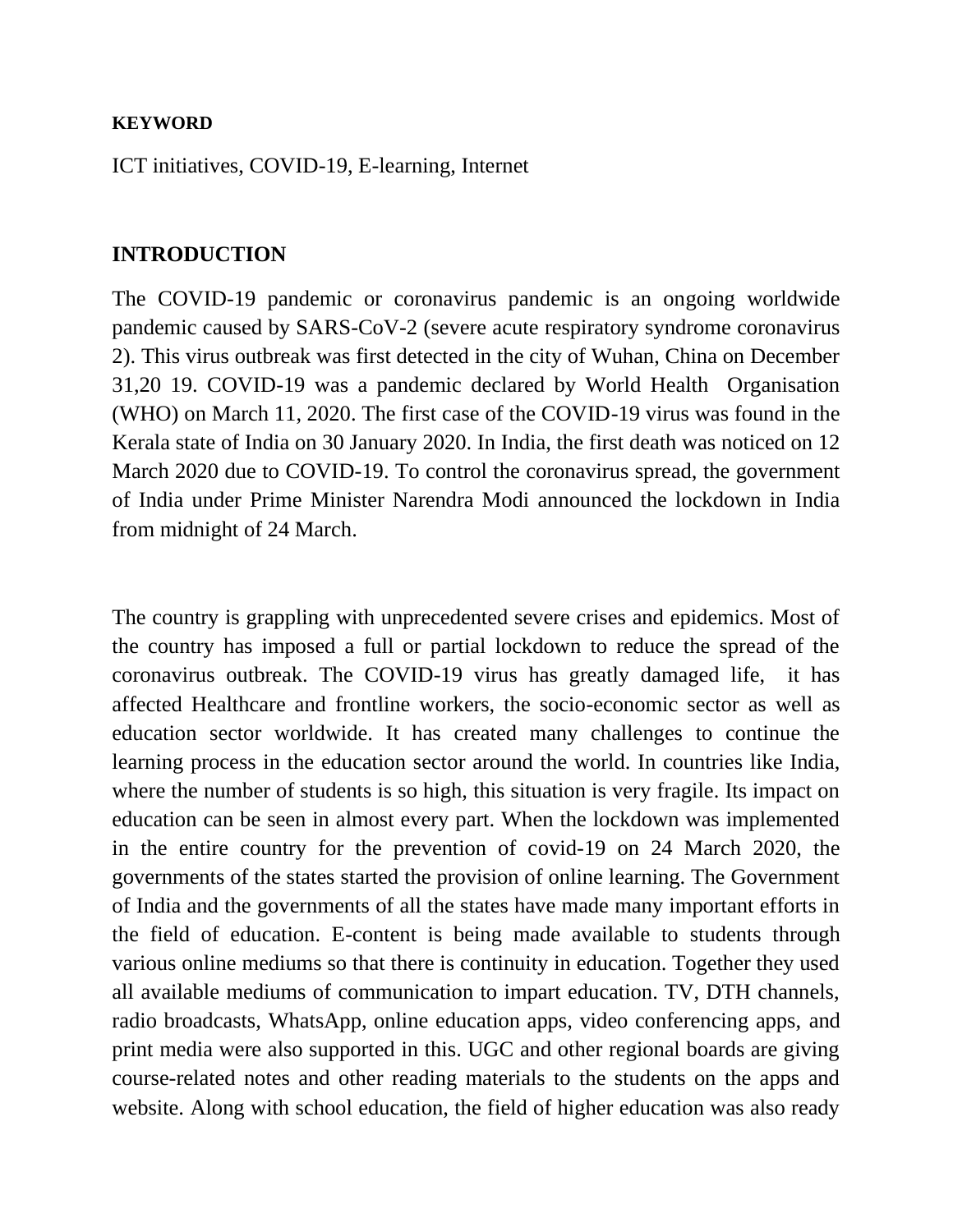**KEYWORD**

ICT initiatives, COVID-19, E-learning, Internet

## INTRODUCTION

The COVID-19 pandemic or coronavirus pandemic is an ongoing worldwide pandemic caused by SARS-CoV-2 (severe acute respiratory syndrome coronavirus 2). This virus outbreak was first detected in the city of Wuhan, China on December 31,20 19. COVID-19 was a pandemic declared by World Health Organisation (WHO) on March 11, 2020. The first case of the COVID-19 virus was found in the Kerala state of India on 30 January 2020. In India, the first death was noticed on 12 March 2020 due to COVID-19. To control the coronavirus spread, the government of India under Prime Minister Narendra Modi announced the lockdown in India from midnight of 24 March.

The country is grappling with unprecedented severe crises and epidemics. Most of the country has imposed a full or partial lockdown to reduce the spread of the coronavirus outbreak. The COVID-19 virus has greatly damaged life, it has affected Healthcare and frontline workers, the socio-economic sector as well as education sector worldwide. It has created many challenges to continue the learning process in the education sector around the world. In countries like India, where the number of students is so high, this situation is very fragile. Its impact on education can be seen in almost every part. When the lockdown was implemented in the entire country for the prevention of covid-19 on 24 March 2020, the governments of the states started the provision of online learning. The Government of India and the governments of all the states have made many important efforts in the field of education. E-content is being made available to students through various online mediums so that there is continuity in education. Together they used all available mediums of communication to impart education. TV, DTH channels, radio broadcasts, WhatsApp, online education apps, video conferencing apps, and print media were also supported in this. UGC and other regional boards are giving course-related notes and other reading materials to the students on the apps and website. Along with school education, the field of higher education was also ready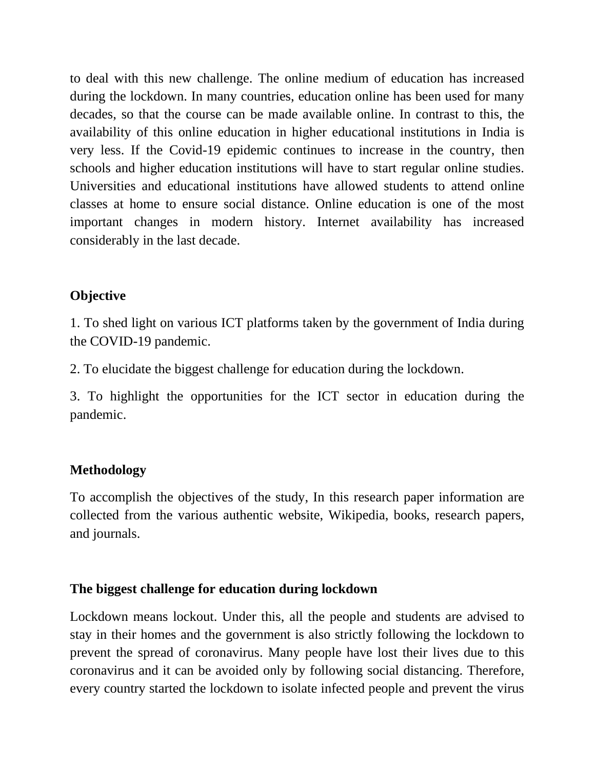to deal with this new challenge. The online medium of education has increased during the lockdown. In many countries, education online has been used for many decades, so that the course can be made available online. In contrast to this, the availability of this online education in higher educational institutions in India is very less. If the Covid-19 epidemic continues to increase in the country, then schools and higher education institutions will have to start regular online studies. Universities and educational institutions have allowed students to attend online classes at home to ensure social distance. Online education is one of the most important changes in modern history. Internet availability has increased considerably in the last decade.

**Objective**

1. To shed light on various ICT platforms taken by the government of India during the COVID-19 pandemic.

2. To elucidate the biggest challenge for education during the lockdown.

3. To highlight the opportunities for the ICT sector in education during the pandemic.

**Methodology**

To accomplish the objectives of the study, In this research paper information are collected from the various authentic website, Wikipedia, books, research papers, and journals.

**The biggest challenge for education during lockdown**

Lockdown means lockout. Under this, all the people and students are advised to stay in their homes and the government is also strictly following the lockdown to prevent the spread of coronavirus. Many people have lost their lives due to this coronavirus and it can be avoided only by following social distancing. Therefore, every country started the lockdown to isolate infected people and prevent the virus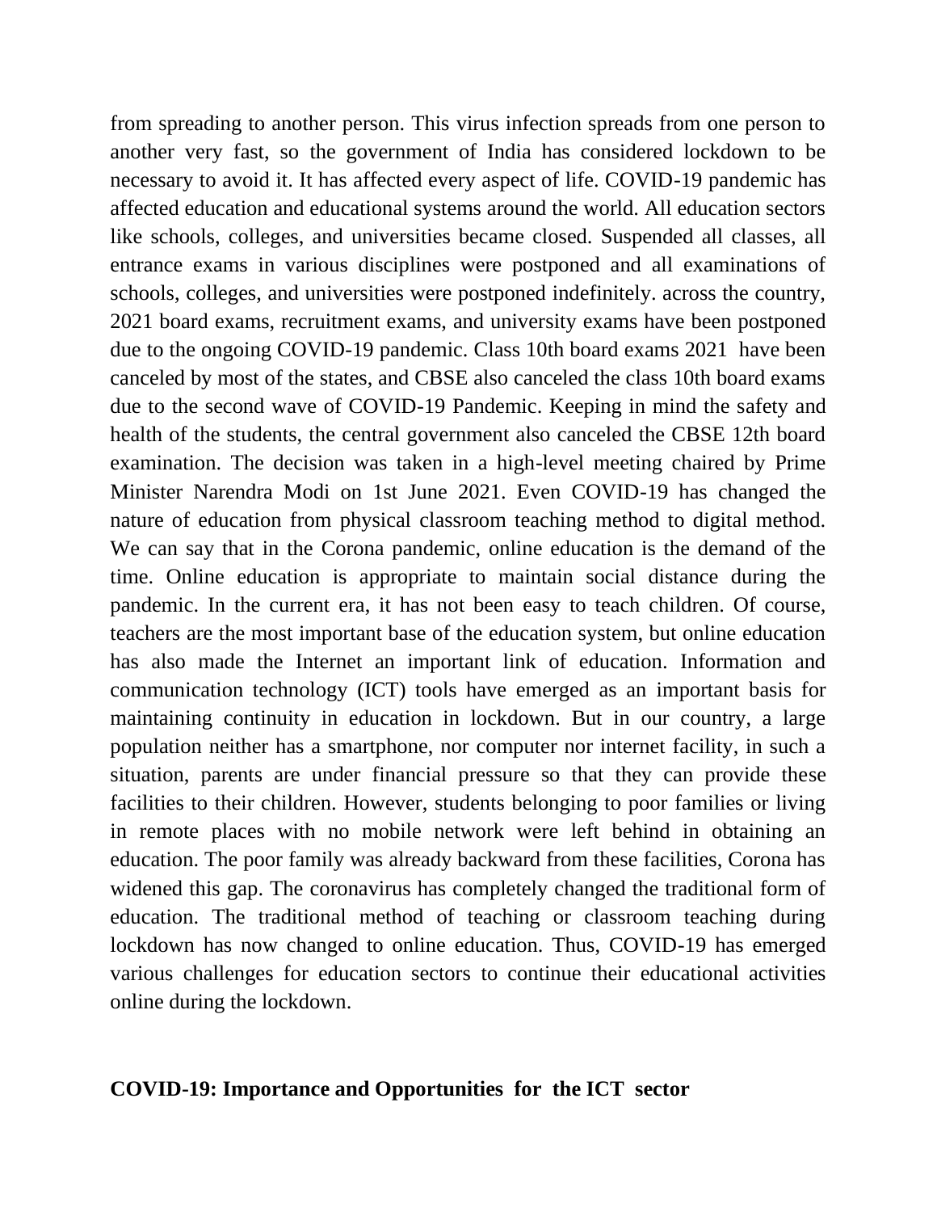from spreading to another person. This virus infection spreads from one person to another very fast, so the government of India has considered lockdown to be necessary to avoid it. It has affected every aspect of life. COVID-19 pandemic has affected education and educational systems around the world. All education sectors like schools, colleges, and universities became closed. Suspended all classes, all entrance exams in various disciplines were postponed and all examinations of schools, colleges, and universities were postponed indefinitely. across the country, 2021 board exams, recruitment exams, and university exams have been postponed due to the ongoing COVID-19 pandemic. Class 10th board exams 2021 have been canceled by most of the states, and CBSE also canceled the class 10th board exams due to the second wave of COVID-19 Pandemic. Keeping in mind the safety and health of the students, the central government also canceled the CBSE 12th board examination. The decision was taken in a high-level meeting chaired by Prime Minister Narendra Modi on 1st June 2021. Even COVID-19 has changed the nature of education from physical classroom teaching method to digital method. We can say that in the Corona pandemic, online education is the demand of the time. Online education is appropriate to maintain social distance during the pandemic. In the current era, it has not been easy to teach children. Of course, teachers are the most important base of the education system, but online education has also made the Internet an important link of education. Information and communication technology (ICT) tools have emerged as an important basis for maintaining continuity in education in lockdown. But in our country, a large population neither has a smartphone, nor computer nor internet facility, in such a situation, parents are under financial pressure so that they can provide these facilities to their children. However, students belonging to poor families or living in remote places with no mobile network were left behind in obtaining an education. The poor family was already backward from these facilities, Corona has widened this gap. The coronavirus has completely changed the traditional form of education. The traditional method of teaching or classroom teaching during lockdown has now changed to online education. Thus, COVID-19 has emerged various challenges for education sectors to continue their educational activities online during the lockdown.

## COVID-19: Importance and Opportunities for the ICT sector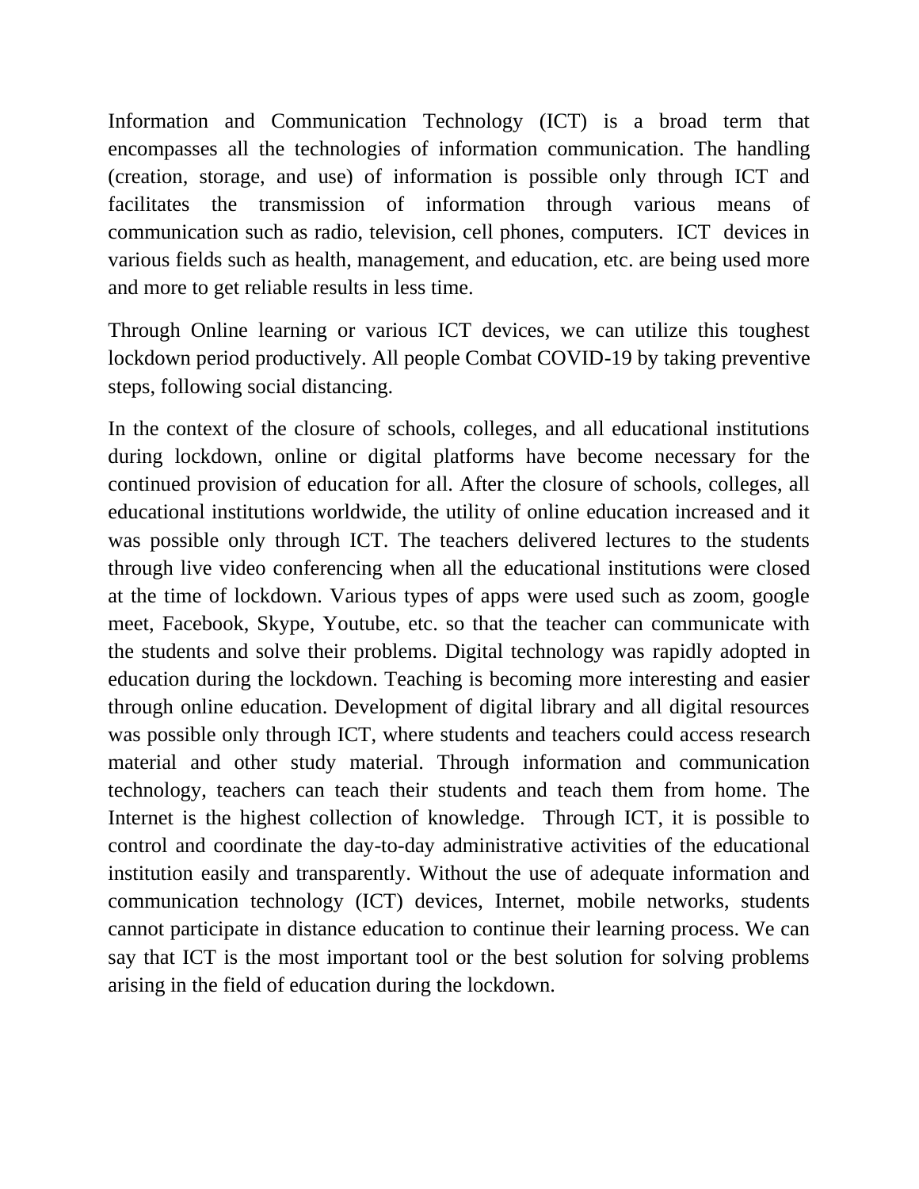Information and Communication Technology (ICT) is a broad term that encompasses all the technologies of information communication. The handling (creation, storage, and use) of information is possible only through ICT and facilitates the transmission of information through various means of communication such as radio, television, cell phones, computers. ICT devices in various fields such as health, management, and education, etc. are being used more and more to get reliable results in less time.

Through Online learning or various ICT devices, we can utilize this toughest lockdown period productively. All people Combat COVID-19 by taking preventive steps, following social distancing.

In the context of the closure of schools, colleges, and all educational institutions during lockdown, online or digital platforms have become necessary for the continued provision of education for all. After the closure of schools, colleges, all educational institutions worldwide, the utility of online education increased and it was possible only through ICT. The teachers delivered lectures to the students through live video conferencing when all the educational institutions were closed at the time of lockdown. Various types of apps were used such as zoom, google meet, Facebook, Skype, Youtube, etc. so that the teacher can communicate with the students and solve their problems. Digital technology was rapidly adopted in education during the lockdown. Teaching is becoming more interesting and easier through online education. Development of digital library and all digital resources was possible only through ICT, where students and teachers could access research material and other study material. Through information and communication technology, teachers can teach their students and teach them from home. The Internet is the highest collection of knowledge. Through ICT, it is possible to control and coordinate the day-to-day administrative activities of the educational institution easily and transparently. Without the use of adequate information and communication technology (ICT) devices, Internet, mobile networks, students cannot participate in distance education to continue their learning process. We can say that ICT is the most important tool or the best solution for solving problems arising in the field of education during the lockdown.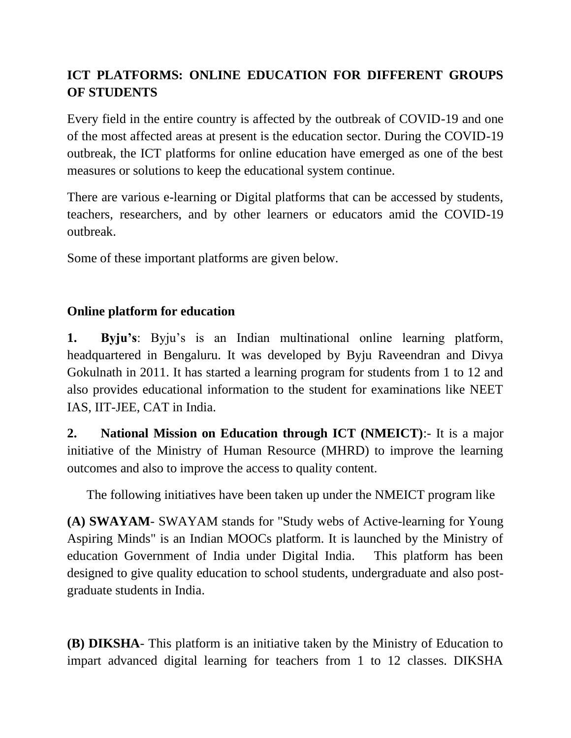## ICT PLATFORMS: ONLINE EDUCATION FOR DIFFERENT GROUPS OF STUDENTS

Every field in the entire country is affected by the outbreak of COVID-19 and one of the most affected areas at present is the education sector. During the COVID-19 outbreak, the ICT platforms for online education have emerged as one of the best measures or solutions to keep the educational system continue.

There are various e-learning or Digital platforms that can be accessed by students, teachers, researchers, and by other learners or educators amid the COVID-19 outbreak.

Some of these important platforms are given below.

### Online platform for education

**1. Byju's**: Byju's is an Indian multinational online learning platform, headquartered in Bengaluru. It was developed by Byju Raveendran and Divya Gokulnath in 2011. It has started a learning program for students from 1 to 12 and also provides educational information to the student for examinations like NEET IAS, IIT-JEE, CAT in India.

**2. National Mission on Education through ICT (NMEICT)**:- It is a major initiative of the Ministry of Human Resource (MHRD) to improve the learning outcomes and also to improve the access to quality content.

The following initiatives have been taken up under the NMEICT program like

**(A) SWAYAM**- SWAYAM stands for "Study webs of Active-learning for Young Aspiring Minds" is an Indian MOOCs platform. It is launched by the Ministry of education Government of India under Digital India. This platform has been designed to give quality education to school students, undergraduate and also post-graduate students in India.

**(B) DIKSHA**- This platform is an initiative taken by the Ministry of Education to impart advanced digital learning for teachers from 1 to 12 classes. DIKSHA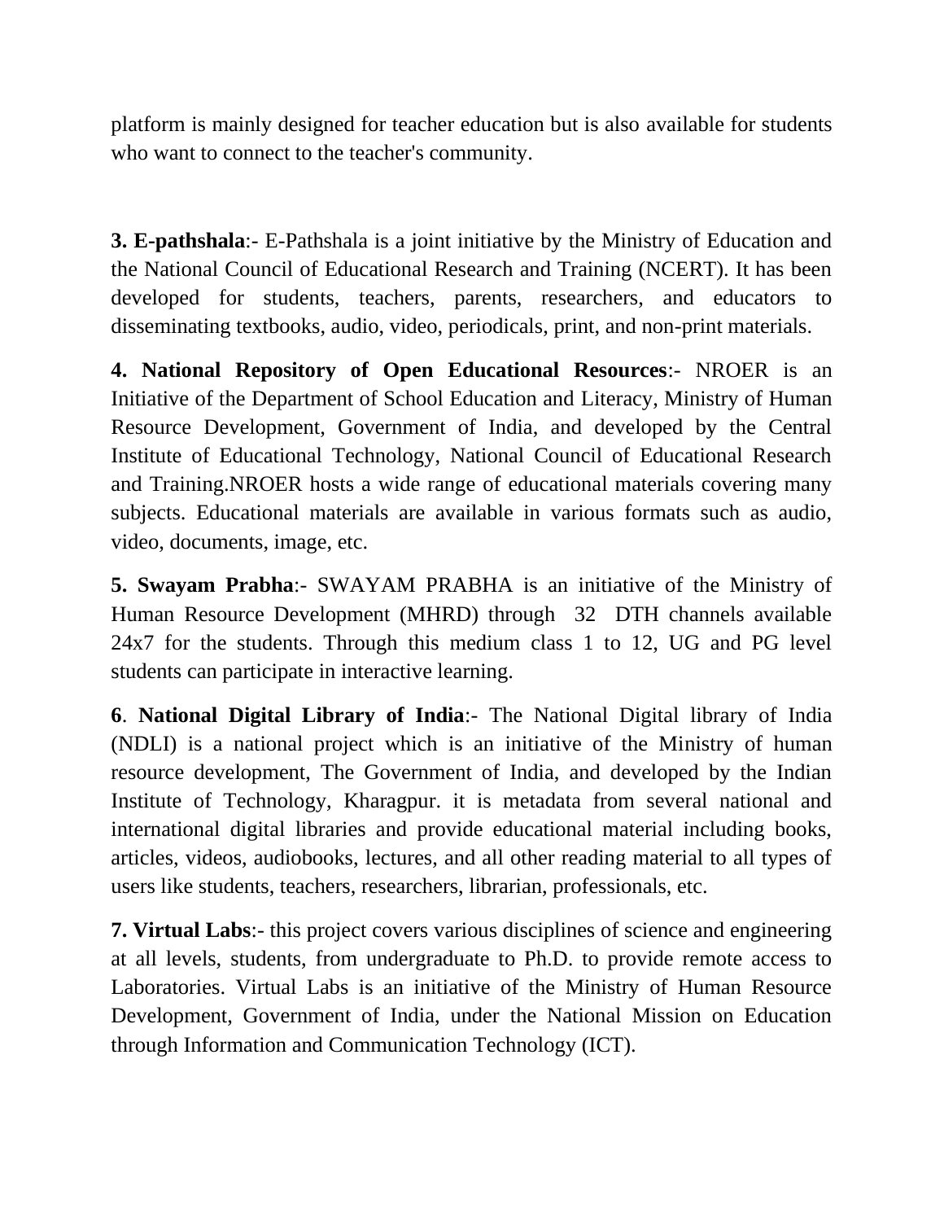platform is mainly designed for teacher education but is also available for students who want to connect to the teacher's community.

**3. E-pathshala**:- E-Pathshala is a joint initiative by the Ministry of Education and the National Council of Educational Research and Training (NCERT). It has been developed for students, teachers, parents, researchers, and educators to disseminating textbooks, audio, video, periodicals, print, and non-print materials.

**4. National Repository of Open Educational Resources**:- NROER is an Initiative of the Department of School Education and Literacy, Ministry of Human Resource Development, Government of India, and developed by the Central Institute of Educational Technology, National Council of Educational Research and Training.NROER hosts a wide range of educational materials covering many subjects. Educational materials are available in various formats such as audio, video, documents, image, etc.

**5. Swayam Prabha**:- SWAYAM PRABHA is an initiative of the Ministry of Human Resource Development (MHRD) through 32 DTH channels available 24x7 for the students. Through this medium class 1 to 12, UG and PG level students can participate in interactive learning.

**6**. **National Digital Library of India**:- The National Digital library of India (NDLI) is a national project which is an initiative of the Ministry of human resource development, The Government of India, and developed by the Indian Institute of Technology, Kharagpur. it is metadata from several national and international digital libraries and provide educational material including books, articles, videos, audiobooks, lectures, and all other reading material to all types of users like students, teachers, researchers, librarian, professionals, etc.

**7. Virtual Labs**:- this project covers various disciplines of science and engineering at all levels, students, from undergraduate to Ph.D. to provide remote access to Laboratories. Virtual Labs is an initiative of the Ministry of Human Resource Development, Government of India, under the National Mission on Education through Information and Communication Technology (ICT).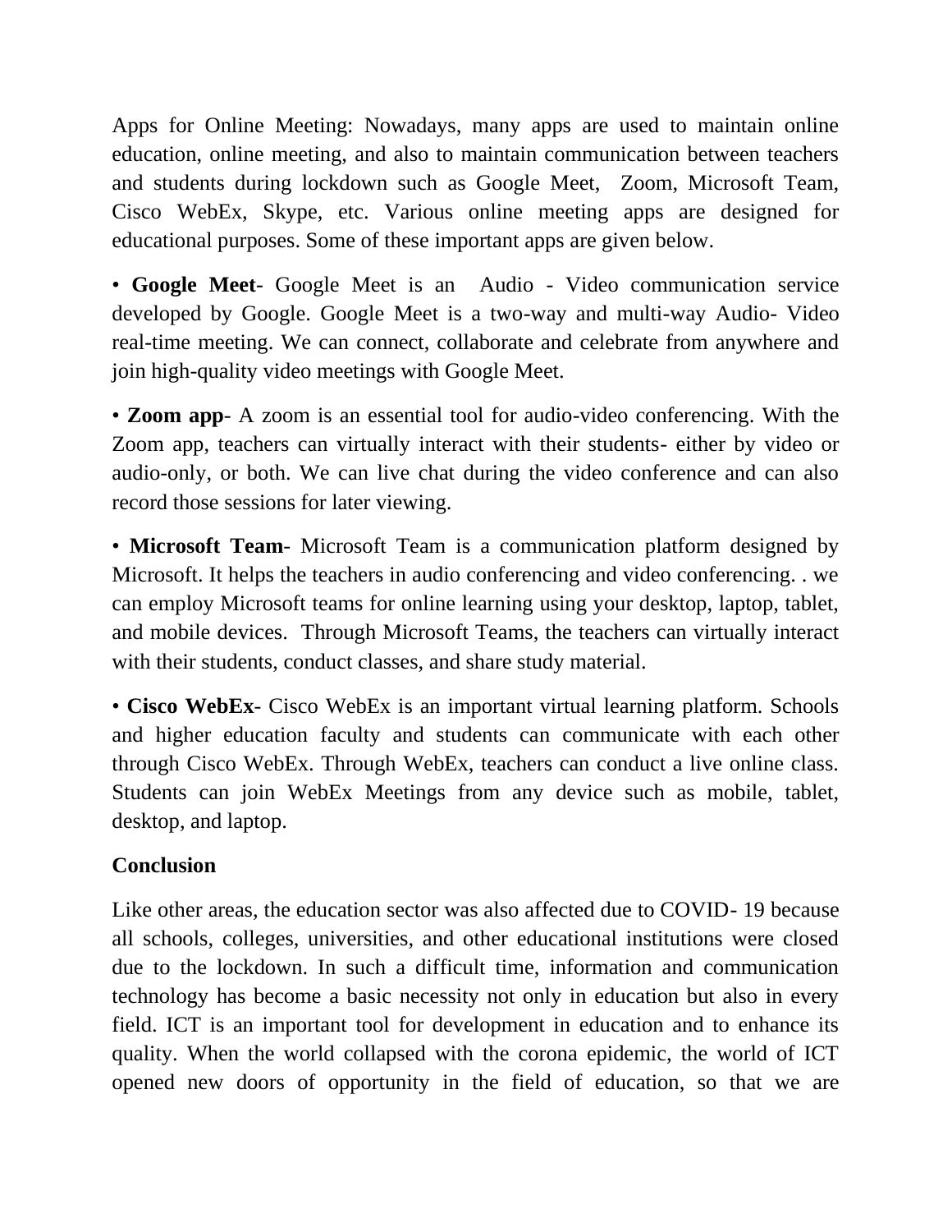Apps for Online Meeting: Nowadays, many apps are used to maintain online education, online meeting, and also to maintain communication between teachers and students during lockdown such as Google Meet, Zoom, Microsoft Team, Cisco WebEx, Skype, etc. Various online meeting apps are designed for educational purposes. Some of these important apps are given below.

• **Google Meet**- Google Meet is an Audio - Video communication service developed by Google. Google Meet is a two-way and multi-way Audio- Video real-time meeting. We can connect, collaborate and celebrate from anywhere and join high-quality video meetings with Google Meet.

• **Zoom app**- A zoom is an essential tool for audio-video conferencing. With the Zoom app, teachers can virtually interact with their students- either by video or audio-only, or both. We can live chat during the video conference and can also record those sessions for later viewing.

• **Microsoft Team**- Microsoft Team is a communication platform designed by Microsoft. It helps the teachers in audio conferencing and video conferencing. . we can employ Microsoft teams for online learning using your desktop, laptop, tablet, and mobile devices. Through Microsoft Teams, the teachers can virtually interact with their students, conduct classes, and share study material.

• **Cisco WebEx**- Cisco WebEx is an important virtual learning platform. Schools and higher education faculty and students can communicate with each other through Cisco WebEx. Through WebEx, teachers can conduct a live online class. Students can join WebEx Meetings from any device such as mobile, tablet, desktop, and laptop.

**Conclusion**

Like other areas, the education sector was also affected due to COVID- 19 because all schools, colleges, universities, and other educational institutions were closed due to the lockdown. In such a difficult time, information and communication technology has become a basic necessity not only in education but also in every field. ICT is an important tool for development in education and to enhance its quality. When the world collapsed with the corona epidemic, the world of ICT opened new doors of opportunity in the field of education, so that we are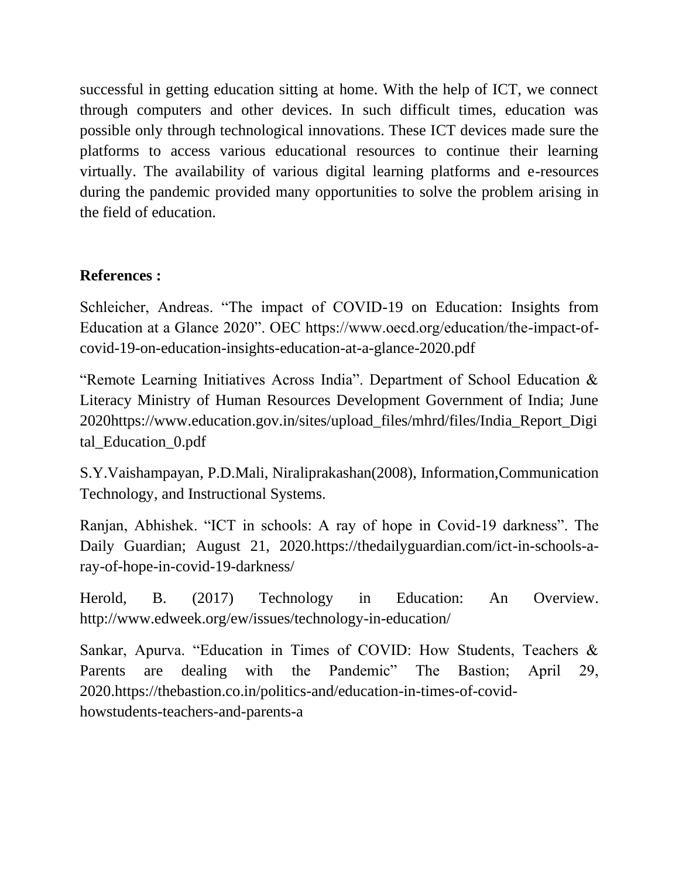successful in getting education sitting at home. With the help of ICT, we connect through computers and other devices. In such difficult times, education was possible only through technological innovations. These ICT devices made sure the platforms to access various educational resources to continue their learning virtually. The availability of various digital learning platforms and e-resources during the pandemic provided many opportunities to solve the problem arising in the field of education.

**References :**

Schleicher, Andreas. "The impact of COVID-19 on Education: Insights from Education at a Glance 2020". OEC https://www.oecd.org/education/the-impact-of-covid-19-on-education-insights-education-at-a-glance-2020.pdf

"Remote Learning Initiatives Across India". Department of School Education & Literacy Ministry of Human Resources Development Government of India; June 2020https://www.education.gov.in/sites/upload_files/mhrd/files/India_Report_Digital_Education_0.pdf

S.Y.Vaishampayan, P.D.Mali, Niraliprakashan(2008), Information,Communication Technology, and Instructional Systems.

Ranjan, Abhishek. "ICT in schools: A ray of hope in Covid-19 darkness". The Daily Guardian; August 21, 2020.https://thedailyguardian.com/ict-in-schools-a-ray-of-hope-in-covid-19-darkness/

Herold, B. (2017) Technology in Education: An Overview. http://www.edweek.org/ew/issues/technology-in-education/

Sankar, Apurva. "Education in Times of COVID: How Students, Teachers & Parents are dealing with the Pandemic" The Bastion; April 29, 2020.https://thebastion.co.in/politics-and/education-in-times-of-covid-howstudents-teachers-and-parents-a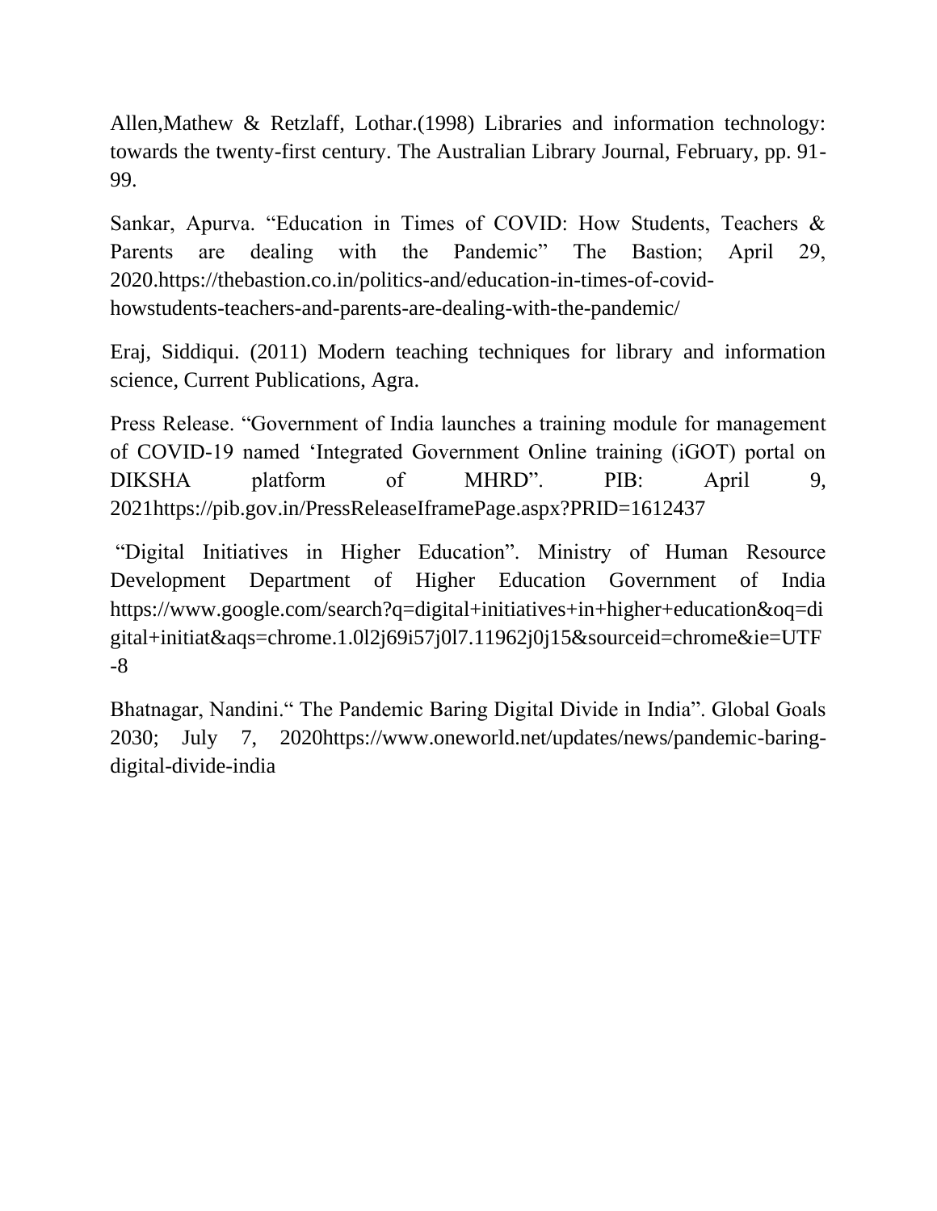Allen,Mathew & Retzlaff, Lothar.(1998) Libraries and information technology: towards the twenty-first century. The Australian Library Journal, February, pp. 91-99.

Sankar, Apurva. "Education in Times of COVID: How Students, Teachers & Parents are dealing with the Pandemic" The Bastion; April 29, 2020.https://thebastion.co.in/politics-and/education-in-times-of-covid-howstudents-teachers-and-parents-are-dealing-with-the-pandemic/

Eraj, Siddiqui. (2011) Modern teaching techniques for library and information science, Current Publications, Agra.

Press Release. "Government of India launches a training module for management of COVID-19 named 'Integrated Government Online training (iGOT) portal on DIKSHA platform of MHRD". PIB: April 9, 2021https://pib.gov.in/PressReleaseIframePage.aspx?PRID=1612437

"Digital Initiatives in Higher Education". Ministry of Human Resource Development Department of Higher Education Government of India https://www.google.com/search?q=digital+initiatives+in+higher+education&oq=digital+initiat&aqs=chrome.1.0l2j69i57j0l7.11962j0j15&sourceid=chrome&ie=UTF-8

Bhatnagar, Nandini." The Pandemic Baring Digital Divide in India". Global Goals 2030; July 7, 2020https://www.oneworld.net/updates/news/pandemic-baring-digital-divide-india